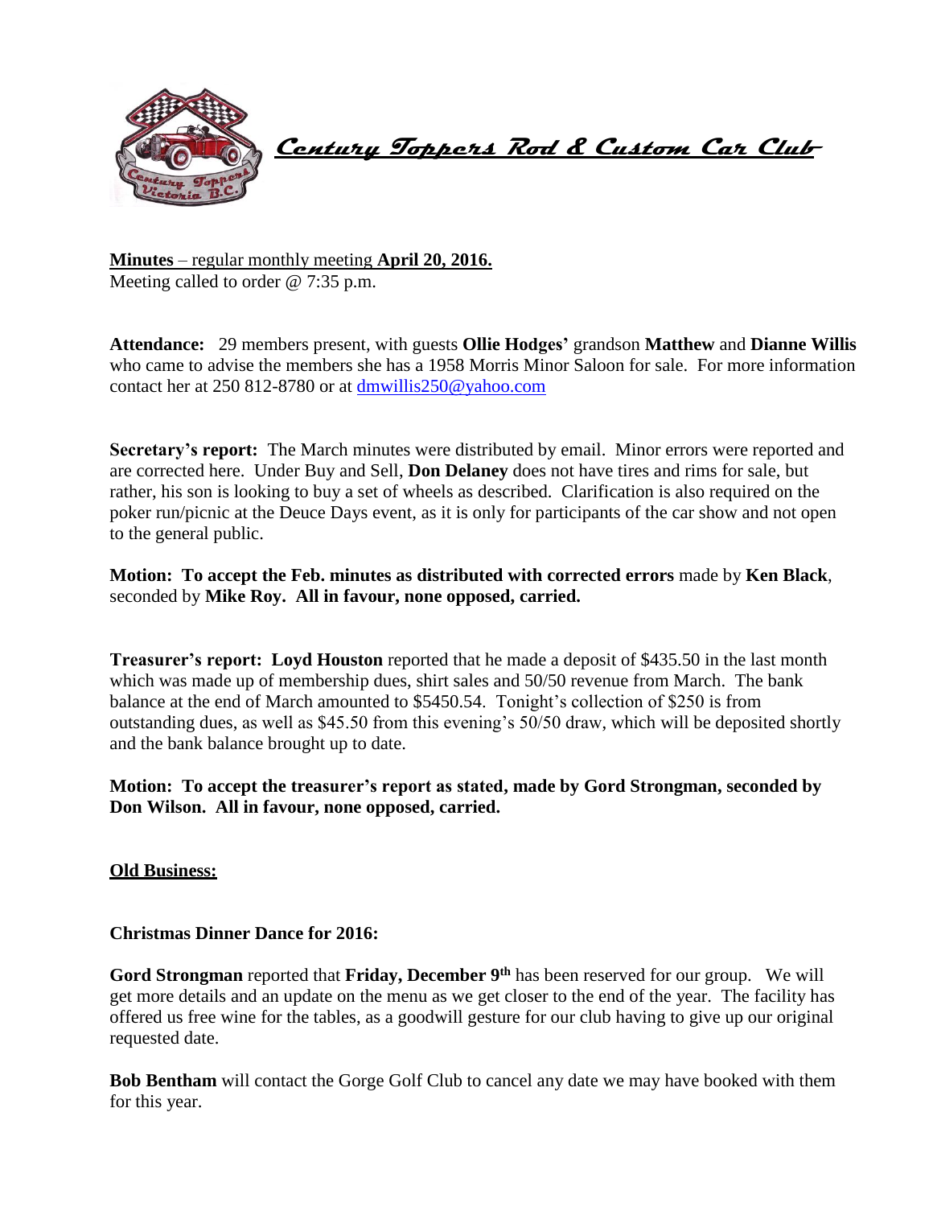# *Century Toppers Rod & Custom Car Club*

**Minutes** – regular monthly meeting **April 20, 2016.**
Meeting called to order @ 7:35 p.m.

**Attendance:** 29 members present, with guests **Ollie Hodges'** grandson **Matthew** and **Dianne Willis** who came to advise the members she has a 1958 Morris Minor Saloon for sale. For more information contact her at 250 812-8780 or at dmwillis250@yahoo.com

**Secretary's report:** The March minutes were distributed by email. Minor errors were reported and are corrected here. Under Buy and Sell, **Don Delaney** does not have tires and rims for sale, but rather, his son is looking to buy a set of wheels as described. Clarification is also required on the poker run/picnic at the Deuce Days event, as it is only for participants of the car show and not open to the general public.

**Motion: To accept the Feb. minutes as distributed with corrected errors** made by **Ken Black**, seconded by **Mike Roy. All in favour, none opposed, carried.**

**Treasurer's report: Loyd Houston** reported that he made a deposit of $435.50 in the last month which was made up of membership dues, shirt sales and 50/50 revenue from March. The bank balance at the end of March amounted to $5450.54. Tonight's collection of $250 is from outstanding dues, as well as $45.50 from this evening's 50/50 draw, which will be deposited shortly and the bank balance brought up to date.

**Motion: To accept the treasurer's report as stated, made by Gord Strongman, seconded by Don Wilson. All in favour, none opposed, carried.**

## Old Business:

**Christmas Dinner Dance for 2016:**

**Gord Strongman** reported that **Friday, December 9th** has been reserved for our group. We will get more details and an update on the menu as we get closer to the end of the year. The facility has offered us free wine for the tables, as a goodwill gesture for our club having to give up our original requested date.

**Bob Bentham** will contact the Gorge Golf Club to cancel any date we may have booked with them for this year.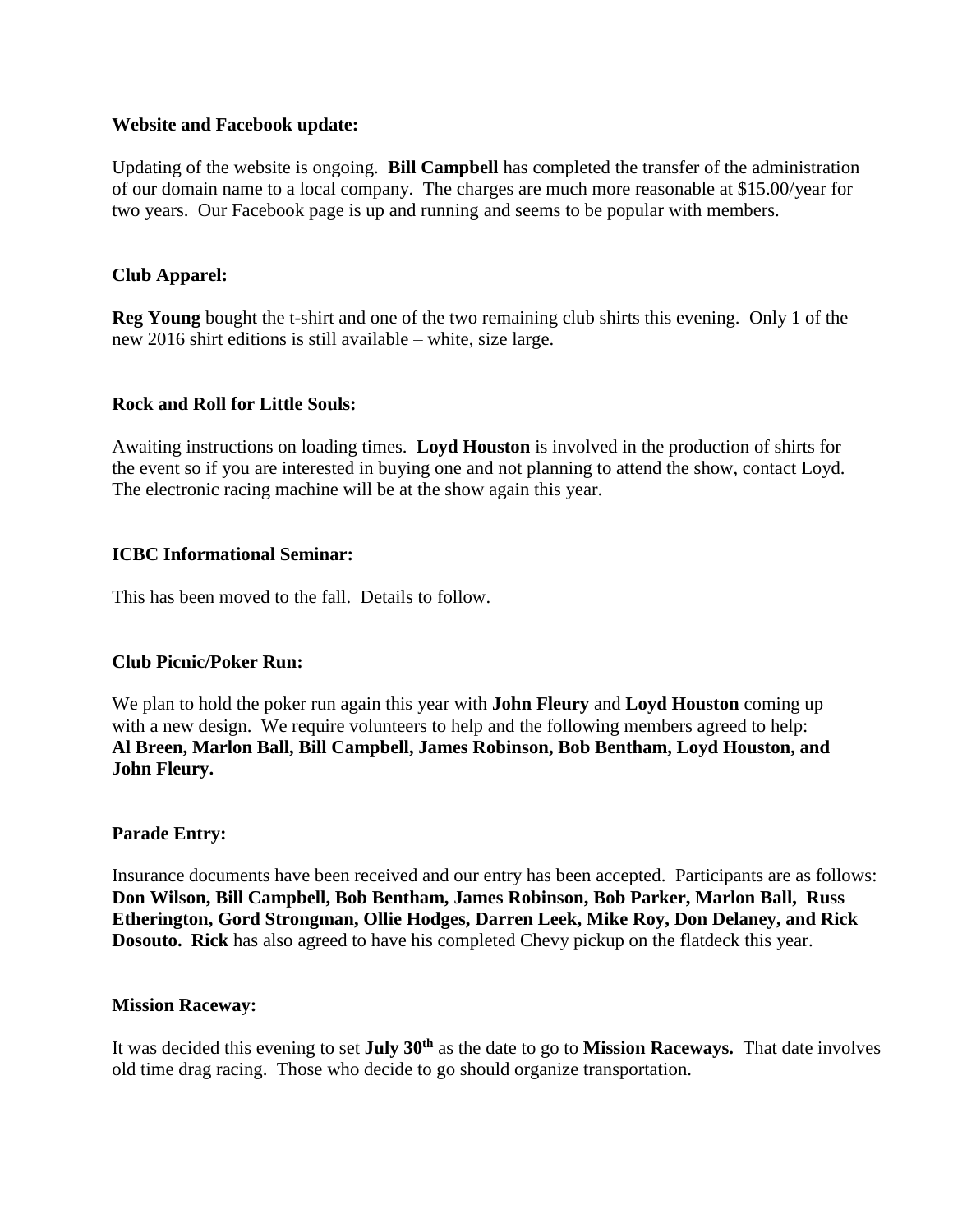**Website and Facebook update:**

Updating of the website is ongoing. **Bill Campbell** has completed the transfer of the administration of our domain name to a local company. The charges are much more reasonable at $15.00/year for two years. Our Facebook page is up and running and seems to be popular with members.

**Club Apparel:**

**Reg Young** bought the t-shirt and one of the two remaining club shirts this evening. Only 1 of the new 2016 shirt editions is still available – white, size large.

**Rock and Roll for Little Souls:**

Awaiting instructions on loading times. **Loyd Houston** is involved in the production of shirts for the event so if you are interested in buying one and not planning to attend the show, contact Loyd. The electronic racing machine will be at the show again this year.

**ICBC Informational Seminar:**

This has been moved to the fall. Details to follow.

**Club Picnic/Poker Run:**

We plan to hold the poker run again this year with **John Fleury** and **Loyd Houston** coming up with a new design. We require volunteers to help and the following members agreed to help: **Al Breen, Marlon Ball, Bill Campbell, James Robinson, Bob Bentham, Loyd Houston, and John Fleury.**

**Parade Entry:**

Insurance documents have been received and our entry has been accepted. Participants are as follows: **Don Wilson, Bill Campbell, Bob Bentham, James Robinson, Bob Parker, Marlon Ball, Russ Etherington, Gord Strongman, Ollie Hodges, Darren Leek, Mike Roy, Don Delaney, and Rick Dosouto. Rick** has also agreed to have his completed Chevy pickup on the flatdeck this year.

**Mission Raceway:**

It was decided this evening to set **July 30th** as the date to go to **Mission Raceways.** That date involves old time drag racing. Those who decide to go should organize transportation.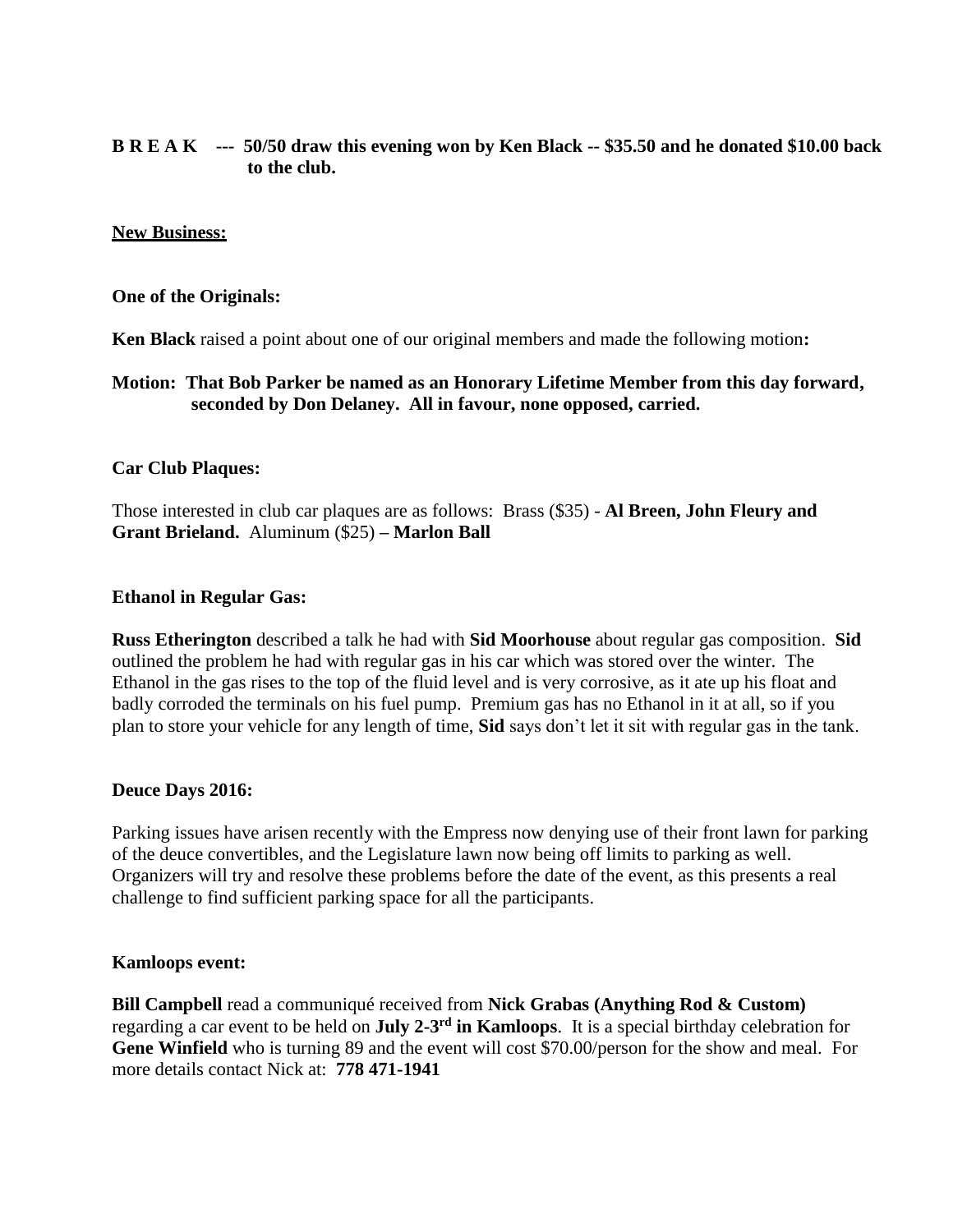**B R E A K --- 50/50 draw this evening won by Ken Black -- $35.50 and he donated $10.00 back to the club.**

**New Business:**

**One of the Originals:**

**Ken Black** raised a point about one of our original members and made the following motion**:**

**Motion: That Bob Parker be named as an Honorary Lifetime Member from this day forward, seconded by Don Delaney. All in favour, none opposed, carried.**

**Car Club Plaques:**

Those interested in club car plaques are as follows: Brass ($35) - **Al Breen, John Fleury and Grant Brieland.** Aluminum ($25) **– Marlon Ball**

**Ethanol in Regular Gas:**

**Russ Etherington** described a talk he had with **Sid Moorhouse** about regular gas composition. **Sid** outlined the problem he had with regular gas in his car which was stored over the winter. The Ethanol in the gas rises to the top of the fluid level and is very corrosive, as it ate up his float and badly corroded the terminals on his fuel pump. Premium gas has no Ethanol in it at all, so if you plan to store your vehicle for any length of time, **Sid** says don't let it sit with regular gas in the tank.

**Deuce Days 2016:**

Parking issues have arisen recently with the Empress now denying use of their front lawn for parking of the deuce convertibles, and the Legislature lawn now being off limits to parking as well. Organizers will try and resolve these problems before the date of the event, as this presents a real challenge to find sufficient parking space for all the participants.

**Kamloops event:**

**Bill Campbell** read a communiqué received from **Nick Grabas (Anything Rod & Custom)** regarding a car event to be held on **July 2-3rd in Kamloops**. It is a special birthday celebration for **Gene Winfield** who is turning 89 and the event will cost $70.00/person for the show and meal. For more details contact Nick at: **778 471-1941**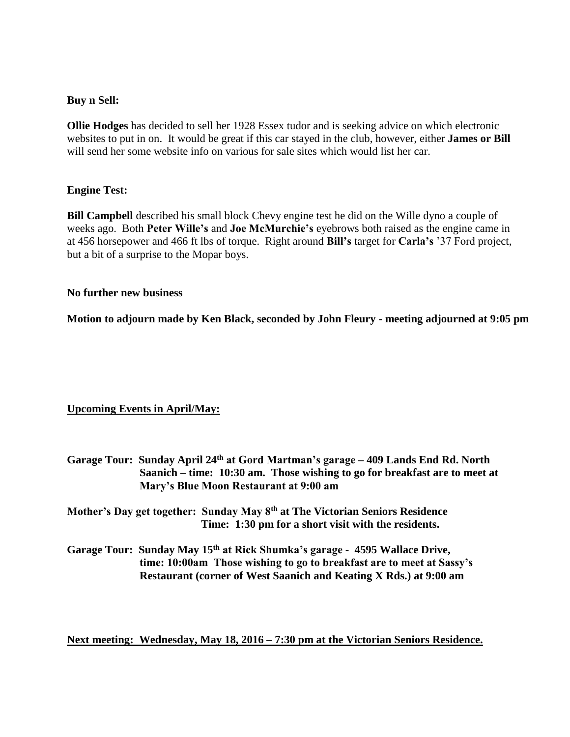**Buy n Sell:**

**Ollie Hodges** has decided to sell her 1928 Essex tudor and is seeking advice on which electronic websites to put in on. It would be great if this car stayed in the club, however, either **James or Bill** will send her some website info on various for sale sites which would list her car.

**Engine Test:**

**Bill Campbell** described his small block Chevy engine test he did on the Wille dyno a couple of weeks ago. Both **Peter Wille's** and **Joe McMurchie's** eyebrows both raised as the engine came in at 456 horsepower and 466 ft lbs of torque. Right around **Bill's** target for **Carla's** '37 Ford project, but a bit of a surprise to the Mopar boys.

**No further new business**

**Motion to adjourn made by Ken Black, seconded by John Fleury - meeting adjourned at 9:05 pm**

**Upcoming Events in April/May:**

**Garage Tour: Sunday April 24th at Gord Martman's garage – 409 Lands End Rd. North Saanich – time: 10:30 am. Those wishing to go for breakfast are to meet at Mary's Blue Moon Restaurant at 9:00 am**

**Mother's Day get together: Sunday May 8th at The Victorian Seniors Residence Time: 1:30 pm for a short visit with the residents.**

**Garage Tour: Sunday May 15th at Rick Shumka's garage - 4595 Wallace Drive, time: 10:00am Those wishing to go to breakfast are to meet at Sassy's Restaurant (corner of West Saanich and Keating X Rds.) at 9:00 am**

**Next meeting: Wednesday, May 18, 2016 – 7:30 pm at the Victorian Seniors Residence.**